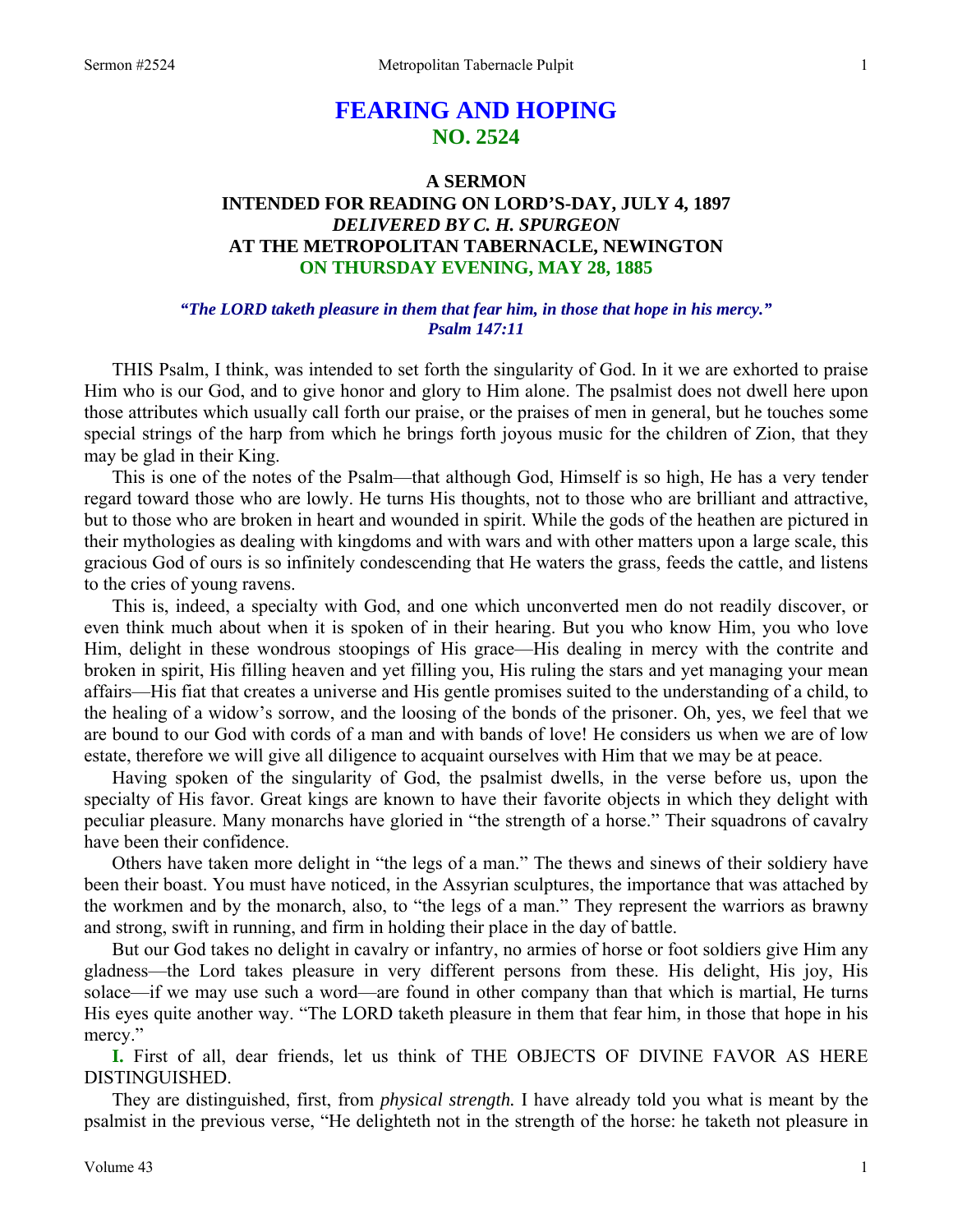# FEARING AND HOPING
## NO. 2524

### A SERMON
### INTENDED FOR READING ON LORD'S-DAY, JULY 4, 1897
### *DELIVERED BY C. H. SPURGEON*
### AT THE METROPOLITAN TABERNACLE, NEWINGTON
### ON THURSDAY EVENING, MAY 28, 1885

***"The LORD taketh pleasure in them that fear him, in those that hope in his mercy." Psalm 147:11***

THIS Psalm, I think, was intended to set forth the singularity of God. In it we are exhorted to praise Him who is our God, and to give honor and glory to Him alone. The psalmist does not dwell here upon those attributes which usually call forth our praise, or the praises of men in general, but he touches some special strings of the harp from which he brings forth joyous music for the children of Zion, that they may be glad in their King.

This is one of the notes of the Psalm—that although God, Himself is so high, He has a very tender regard toward those who are lowly. He turns His thoughts, not to those who are brilliant and attractive, but to those who are broken in heart and wounded in spirit. While the gods of the heathen are pictured in their mythologies as dealing with kingdoms and with wars and with other matters upon a large scale, this gracious God of ours is so infinitely condescending that He waters the grass, feeds the cattle, and listens to the cries of young ravens.

This is, indeed, a specialty with God, and one which unconverted men do not readily discover, or even think much about when it is spoken of in their hearing. But you who know Him, you who love Him, delight in these wondrous stoopings of His grace—His dealing in mercy with the contrite and broken in spirit, His filling heaven and yet filling you, His ruling the stars and yet managing your mean affairs—His fiat that creates a universe and His gentle promises suited to the understanding of a child, to the healing of a widow's sorrow, and the loosing of the bonds of the prisoner. Oh, yes, we feel that we are bound to our God with cords of a man and with bands of love! He considers us when we are of low estate, therefore we will give all diligence to acquaint ourselves with Him that we may be at peace.

Having spoken of the singularity of God, the psalmist dwells, in the verse before us, upon the specialty of His favor. Great kings are known to have their favorite objects in which they delight with peculiar pleasure. Many monarchs have gloried in "the strength of a horse." Their squadrons of cavalry have been their confidence.

Others have taken more delight in "the legs of a man." The thews and sinews of their soldiery have been their boast. You must have noticed, in the Assyrian sculptures, the importance that was attached by the workmen and by the monarch, also, to "the legs of a man." They represent the warriors as brawny and strong, swift in running, and firm in holding their place in the day of battle.

But our God takes no delight in cavalry or infantry, no armies of horse or foot soldiers give Him any gladness—the Lord takes pleasure in very different persons from these. His delight, His joy, His solace—if we may use such a word—are found in other company than that which is martial, He turns His eyes quite another way. "The LORD taketh pleasure in them that fear him, in those that hope in his mercy."

**I.** First of all, dear friends, let us think of THE OBJECTS OF DIVINE FAVOR AS HERE DISTINGUISHED.

They are distinguished, first, from *physical strength.* I have already told you what is meant by the psalmist in the previous verse, "He delighteth not in the strength of the horse: he taketh not pleasure in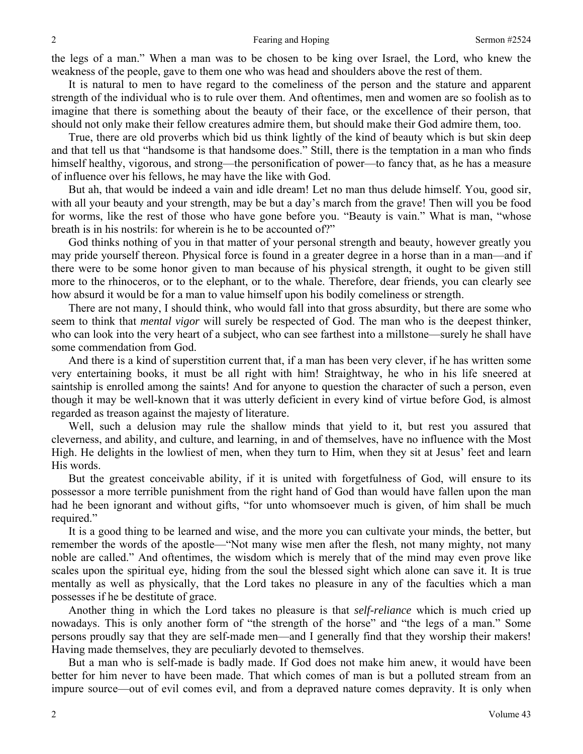the legs of a man." When a man was to be chosen to be king over Israel, the Lord, who knew the weakness of the people, gave to them one who was head and shoulders above the rest of them.

It is natural to men to have regard to the comeliness of the person and the stature and apparent strength of the individual who is to rule over them. And oftentimes, men and women are so foolish as to imagine that there is something about the beauty of their face, or the excellence of their person, that should not only make their fellow creatures admire them, but should make their God admire them, too.

True, there are old proverbs which bid us think lightly of the kind of beauty which is but skin deep and that tell us that "handsome is that handsome does." Still, there is the temptation in a man who finds himself healthy, vigorous, and strong—the personification of power—to fancy that, as he has a measure of influence over his fellows, he may have the like with God.

But ah, that would be indeed a vain and idle dream! Let no man thus delude himself. You, good sir, with all your beauty and your strength, may be but a day's march from the grave! Then will you be food for worms, like the rest of those who have gone before you. "Beauty is vain." What is man, "whose breath is in his nostrils: for wherein is he to be accounted of?"

God thinks nothing of you in that matter of your personal strength and beauty, however greatly you may pride yourself thereon. Physical force is found in a greater degree in a horse than in a man—and if there were to be some honor given to man because of his physical strength, it ought to be given still more to the rhinoceros, or to the elephant, or to the whale. Therefore, dear friends, you can clearly see how absurd it would be for a man to value himself upon his bodily comeliness or strength.

There are not many, I should think, who would fall into that gross absurdity, but there are some who seem to think that *mental vigor* will surely be respected of God. The man who is the deepest thinker, who can look into the very heart of a subject, who can see farthest into a millstone—surely he shall have some commendation from God.

And there is a kind of superstition current that, if a man has been very clever, if he has written some very entertaining books, it must be all right with him! Straightway, he who in his life sneered at saintship is enrolled among the saints! And for anyone to question the character of such a person, even though it may be well-known that it was utterly deficient in every kind of virtue before God, is almost regarded as treason against the majesty of literature.

Well, such a delusion may rule the shallow minds that yield to it, but rest you assured that cleverness, and ability, and culture, and learning, in and of themselves, have no influence with the Most High. He delights in the lowliest of men, when they turn to Him, when they sit at Jesus' feet and learn His words.

But the greatest conceivable ability, if it is united with forgetfulness of God, will ensure to its possessor a more terrible punishment from the right hand of God than would have fallen upon the man had he been ignorant and without gifts, "for unto whomsoever much is given, of him shall be much required."

It is a good thing to be learned and wise, and the more you can cultivate your minds, the better, but remember the words of the apostle—"Not many wise men after the flesh, not many mighty, not many noble are called." And oftentimes, the wisdom which is merely that of the mind may even prove like scales upon the spiritual eye, hiding from the soul the blessed sight which alone can save it. It is true mentally as well as physically, that the Lord takes no pleasure in any of the faculties which a man possesses if he be destitute of grace.

Another thing in which the Lord takes no pleasure is that *self-reliance* which is much cried up nowadays. This is only another form of "the strength of the horse" and "the legs of a man." Some persons proudly say that they are self-made men—and I generally find that they worship their makers! Having made themselves, they are peculiarly devoted to themselves.

But a man who is self-made is badly made. If God does not make him anew, it would have been better for him never to have been made. That which comes of man is but a polluted stream from an impure source—out of evil comes evil, and from a depraved nature comes depravity. It is only when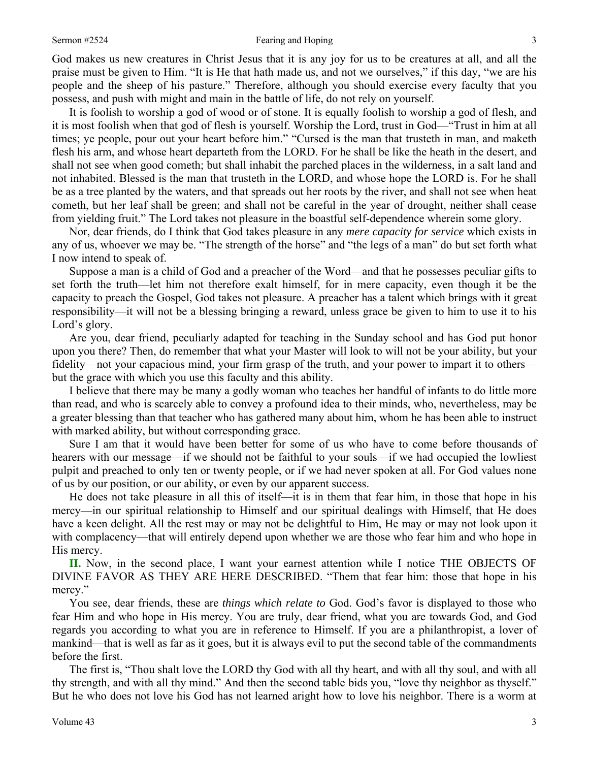God makes us new creatures in Christ Jesus that it is any joy for us to be creatures at all, and all the praise must be given to Him. "It is He that hath made us, and not we ourselves," if this day, "we are his people and the sheep of his pasture." Therefore, although you should exercise every faculty that you possess, and push with might and main in the battle of life, do not rely on yourself.

It is foolish to worship a god of wood or of stone. It is equally foolish to worship a god of flesh, and it is most foolish when that god of flesh is yourself. Worship the Lord, trust in God—"Trust in him at all times; ye people, pour out your heart before him." "Cursed is the man that trusteth in man, and maketh flesh his arm, and whose heart departeth from the LORD. For he shall be like the heath in the desert, and shall not see when good cometh; but shall inhabit the parched places in the wilderness, in a salt land and not inhabited. Blessed is the man that trusteth in the LORD, and whose hope the LORD is. For he shall be as a tree planted by the waters, and that spreads out her roots by the river, and shall not see when heat cometh, but her leaf shall be green; and shall not be careful in the year of drought, neither shall cease from yielding fruit." The Lord takes not pleasure in the boastful self-dependence wherein some glory.

Nor, dear friends, do I think that God takes pleasure in any *mere capacity for service* which exists in any of us, whoever we may be. "The strength of the horse" and "the legs of a man" do but set forth what I now intend to speak of.

Suppose a man is a child of God and a preacher of the Word—and that he possesses peculiar gifts to set forth the truth—let him not therefore exalt himself, for in mere capacity, even though it be the capacity to preach the Gospel, God takes not pleasure. A preacher has a talent which brings with it great responsibility—it will not be a blessing bringing a reward, unless grace be given to him to use it to his Lord's glory.

Are you, dear friend, peculiarly adapted for teaching in the Sunday school and has God put honor upon you there? Then, do remember that what your Master will look to will not be your ability, but your fidelity—not your capacious mind, your firm grasp of the truth, and your power to impart it to others—but the grace with which you use this faculty and this ability.

I believe that there may be many a godly woman who teaches her handful of infants to do little more than read, and who is scarcely able to convey a profound idea to their minds, who, nevertheless, may be a greater blessing than that teacher who has gathered many about him, whom he has been able to instruct with marked ability, but without corresponding grace.

Sure I am that it would have been better for some of us who have to come before thousands of hearers with our message—if we should not be faithful to your souls—if we had occupied the lowliest pulpit and preached to only ten or twenty people, or if we had never spoken at all. For God values none of us by our position, or our ability, or even by our apparent success.

He does not take pleasure in all this of itself—it is in them that fear him, in those that hope in his mercy—in our spiritual relationship to Himself and our spiritual dealings with Himself, that He does have a keen delight. All the rest may or may not be delightful to Him, He may or may not look upon it with complacency—that will entirely depend upon whether we are those who fear him and who hope in His mercy.

**II.** Now, in the second place, I want your earnest attention while I notice THE OBJECTS OF DIVINE FAVOR AS THEY ARE HERE DESCRIBED. "Them that fear him: those that hope in his mercy."

You see, dear friends, these are *things which relate to* God. God's favor is displayed to those who fear Him and who hope in His mercy. You are truly, dear friend, what you are towards God, and God regards you according to what you are in reference to Himself. If you are a philanthropist, a lover of mankind—that is well as far as it goes, but it is always evil to put the second table of the commandments before the first.

The first is, "Thou shalt love the LORD thy God with all thy heart, and with all thy soul, and with all thy strength, and with all thy mind." And then the second table bids you, "love thy neighbor as thyself." But he who does not love his God has not learned aright how to love his neighbor. There is a worm at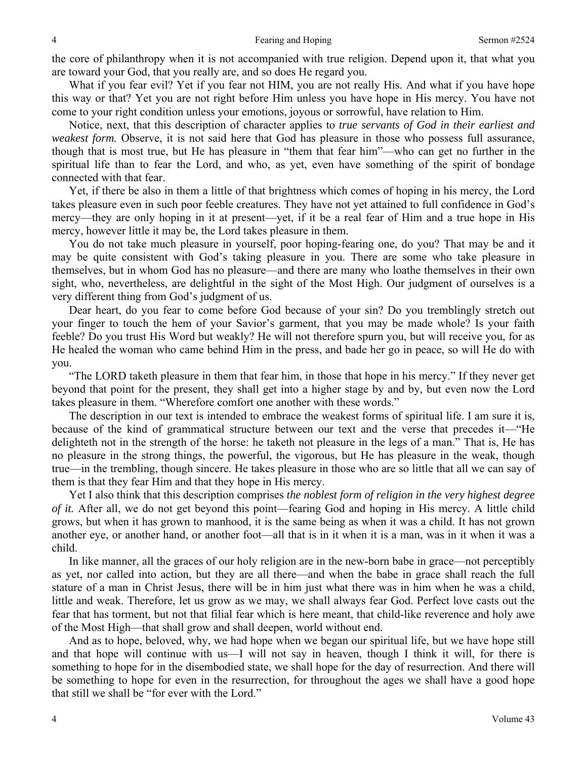the core of philanthropy when it is not accompanied with true religion. Depend upon it, that what you are toward your God, that you really are, and so does He regard you.

What if you fear evil? Yet if you fear not HIM, you are not really His. And what if you have hope this way or that? Yet you are not right before Him unless you have hope in His mercy. You have not come to your right condition unless your emotions, joyous or sorrowful, have relation to Him.

Notice, next, that this description of character applies to *true servants of God in their earliest and weakest form.* Observe, it is not said here that God has pleasure in those who possess full assurance, though that is most true, but He has pleasure in "them that fear him"—who can get no further in the spiritual life than to fear the Lord, and who, as yet, even have something of the spirit of bondage connected with that fear.

Yet, if there be also in them a little of that brightness which comes of hoping in his mercy, the Lord takes pleasure even in such poor feeble creatures. They have not yet attained to full confidence in God's mercy—they are only hoping in it at present—yet, if it be a real fear of Him and a true hope in His mercy, however little it may be, the Lord takes pleasure in them.

You do not take much pleasure in yourself, poor hoping-fearing one, do you? That may be and it may be quite consistent with God's taking pleasure in you. There are some who take pleasure in themselves, but in whom God has no pleasure—and there are many who loathe themselves in their own sight, who, nevertheless, are delightful in the sight of the Most High. Our judgment of ourselves is a very different thing from God's judgment of us.

Dear heart, do you fear to come before God because of your sin? Do you tremblingly stretch out your finger to touch the hem of your Savior's garment, that you may be made whole? Is your faith feeble? Do you trust His Word but weakly? He will not therefore spurn you, but will receive you, for as He healed the woman who came behind Him in the press, and bade her go in peace, so will He do with you.

"The LORD taketh pleasure in them that fear him, in those that hope in his mercy." If they never get beyond that point for the present, they shall get into a higher stage by and by, but even now the Lord takes pleasure in them. "Wherefore comfort one another with these words."

The description in our text is intended to embrace the weakest forms of spiritual life. I am sure it is, because of the kind of grammatical structure between our text and the verse that precedes it—"He delighteth not in the strength of the horse: he taketh not pleasure in the legs of a man." That is, He has no pleasure in the strong things, the powerful, the vigorous, but He has pleasure in the weak, though true—in the trembling, though sincere. He takes pleasure in those who are so little that all we can say of them is that they fear Him and that they hope in His mercy.

Yet I also think that this description comprises *the noblest form of religion in the very highest degree of it.* After all, we do not get beyond this point—fearing God and hoping in His mercy. A little child grows, but when it has grown to manhood, it is the same being as when it was a child. It has not grown another eye, or another hand, or another foot—all that is in it when it is a man, was in it when it was a child.

In like manner, all the graces of our holy religion are in the new-born babe in grace—not perceptibly as yet, nor called into action, but they are all there—and when the babe in grace shall reach the full stature of a man in Christ Jesus, there will be in him just what there was in him when he was a child, little and weak. Therefore, let us grow as we may, we shall always fear God. Perfect love casts out the fear that has torment, but not that filial fear which is here meant, that child-like reverence and holy awe of the Most High—that shall grow and shall deepen, world without end.

And as to hope, beloved, why, we had hope when we began our spiritual life, but we have hope still and that hope will continue with us—I will not say in heaven, though I think it will, for there is something to hope for in the disembodied state, we shall hope for the day of resurrection. And there will be something to hope for even in the resurrection, for throughout the ages we shall have a good hope that still we shall be "for ever with the Lord."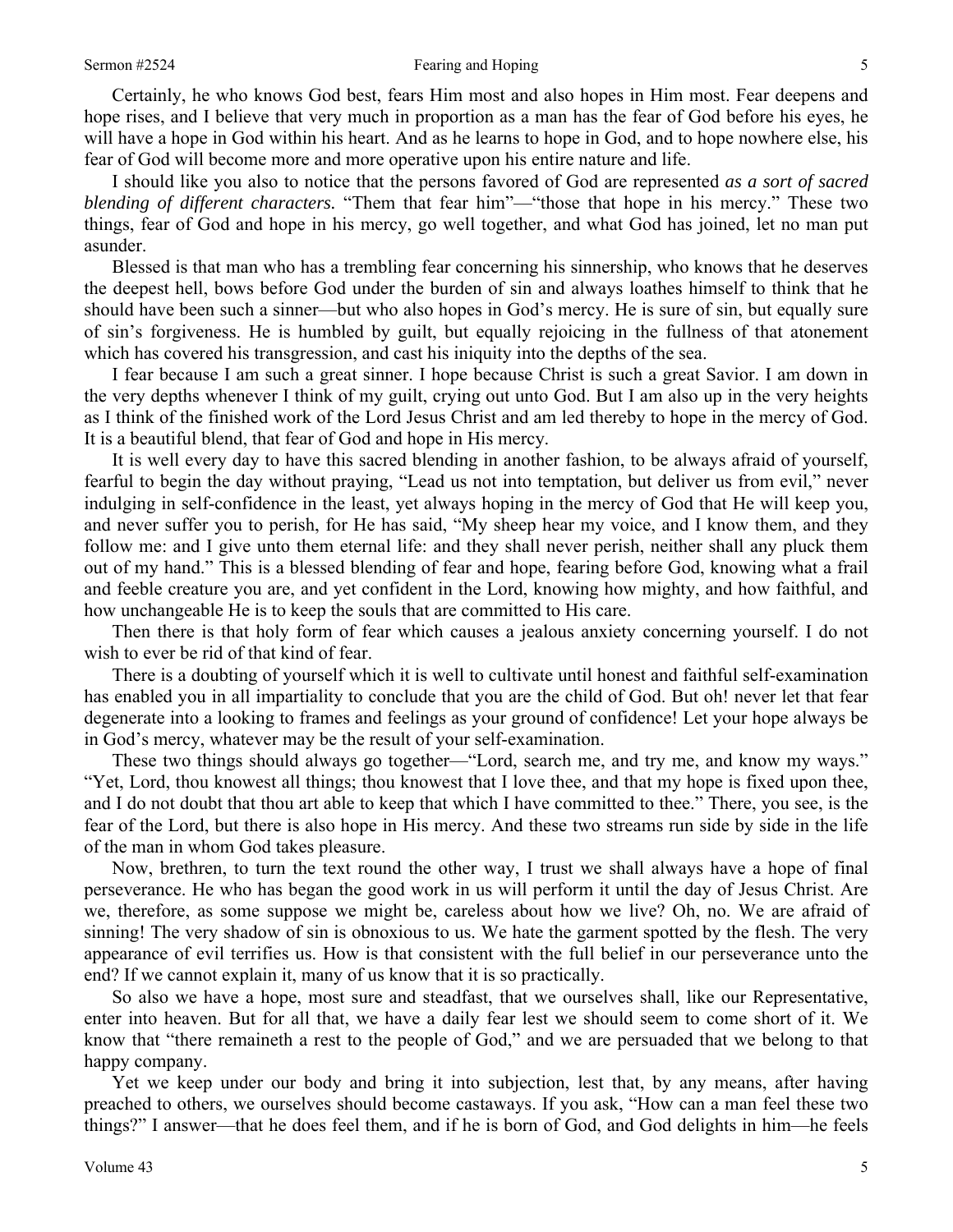Certainly, he who knows God best, fears Him most and also hopes in Him most. Fear deepens and hope rises, and I believe that very much in proportion as a man has the fear of God before his eyes, he will have a hope in God within his heart. And as he learns to hope in God, and to hope nowhere else, his fear of God will become more and more operative upon his entire nature and life.

I should like you also to notice that the persons favored of God are represented *as a sort of sacred blending of different characters.* "Them that fear him"—"those that hope in his mercy." These two things, fear of God and hope in his mercy, go well together, and what God has joined, let no man put asunder.

Blessed is that man who has a trembling fear concerning his sinnership, who knows that he deserves the deepest hell, bows before God under the burden of sin and always loathes himself to think that he should have been such a sinner—but who also hopes in God's mercy. He is sure of sin, but equally sure of sin's forgiveness. He is humbled by guilt, but equally rejoicing in the fullness of that atonement which has covered his transgression, and cast his iniquity into the depths of the sea.

I fear because I am such a great sinner. I hope because Christ is such a great Savior. I am down in the very depths whenever I think of my guilt, crying out unto God. But I am also up in the very heights as I think of the finished work of the Lord Jesus Christ and am led thereby to hope in the mercy of God. It is a beautiful blend, that fear of God and hope in His mercy.

It is well every day to have this sacred blending in another fashion, to be always afraid of yourself, fearful to begin the day without praying, "Lead us not into temptation, but deliver us from evil," never indulging in self-confidence in the least, yet always hoping in the mercy of God that He will keep you, and never suffer you to perish, for He has said, "My sheep hear my voice, and I know them, and they follow me: and I give unto them eternal life: and they shall never perish, neither shall any pluck them out of my hand." This is a blessed blending of fear and hope, fearing before God, knowing what a frail and feeble creature you are, and yet confident in the Lord, knowing how mighty, and how faithful, and how unchangeable He is to keep the souls that are committed to His care.

Then there is that holy form of fear which causes a jealous anxiety concerning yourself. I do not wish to ever be rid of that kind of fear.

There is a doubting of yourself which it is well to cultivate until honest and faithful self-examination has enabled you in all impartiality to conclude that you are the child of God. But oh! never let that fear degenerate into a looking to frames and feelings as your ground of confidence! Let your hope always be in God's mercy, whatever may be the result of your self-examination.

These two things should always go together—"Lord, search me, and try me, and know my ways." "Yet, Lord, thou knowest all things; thou knowest that I love thee, and that my hope is fixed upon thee, and I do not doubt that thou art able to keep that which I have committed to thee." There, you see, is the fear of the Lord, but there is also hope in His mercy. And these two streams run side by side in the life of the man in whom God takes pleasure.

Now, brethren, to turn the text round the other way, I trust we shall always have a hope of final perseverance. He who has began the good work in us will perform it until the day of Jesus Christ. Are we, therefore, as some suppose we might be, careless about how we live? Oh, no. We are afraid of sinning! The very shadow of sin is obnoxious to us. We hate the garment spotted by the flesh. The very appearance of evil terrifies us. How is that consistent with the full belief in our perseverance unto the end? If we cannot explain it, many of us know that it is so practically.

So also we have a hope, most sure and steadfast, that we ourselves shall, like our Representative, enter into heaven. But for all that, we have a daily fear lest we should seem to come short of it. We know that "there remaineth a rest to the people of God," and we are persuaded that we belong to that happy company.

Yet we keep under our body and bring it into subjection, lest that, by any means, after having preached to others, we ourselves should become castaways. If you ask, "How can a man feel these two things?" I answer—that he does feel them, and if he is born of God, and God delights in him—he feels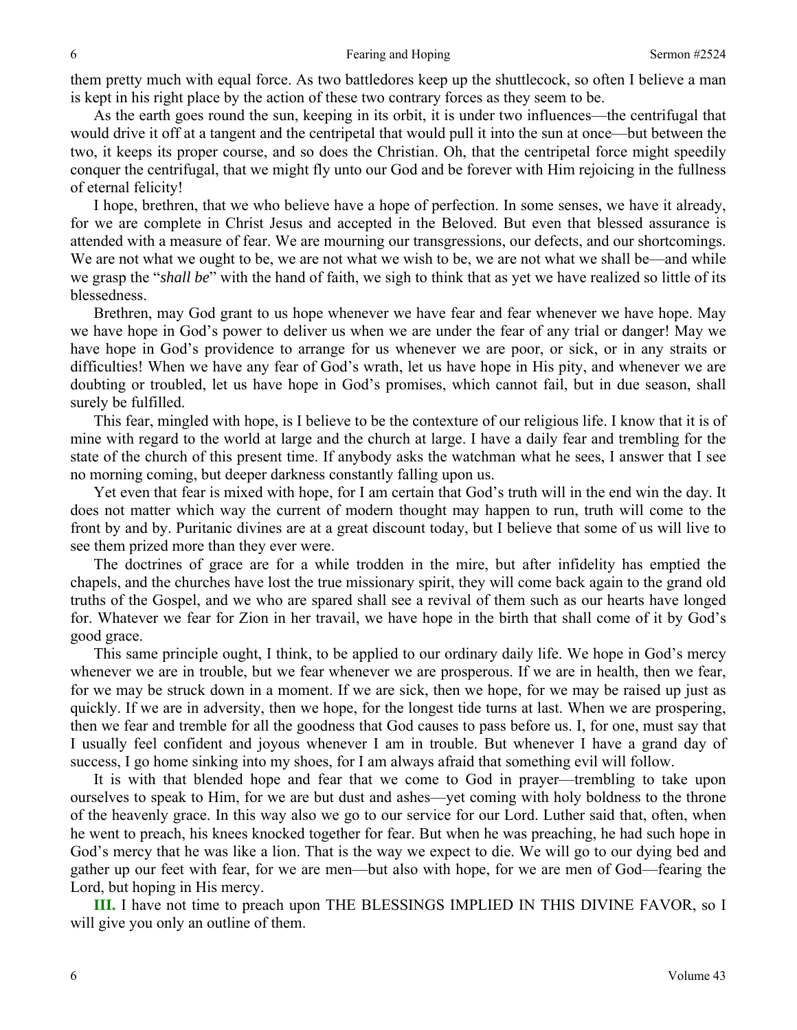them pretty much with equal force. As two battledores keep up the shuttlecock, so often I believe a man is kept in his right place by the action of these two contrary forces as they seem to be.

As the earth goes round the sun, keeping in its orbit, it is under two influences—the centrifugal that would drive it off at a tangent and the centripetal that would pull it into the sun at once—but between the two, it keeps its proper course, and so does the Christian. Oh, that the centripetal force might speedily conquer the centrifugal, that we might fly unto our God and be forever with Him rejoicing in the fullness of eternal felicity!

I hope, brethren, that we who believe have a hope of perfection. In some senses, we have it already, for we are complete in Christ Jesus and accepted in the Beloved. But even that blessed assurance is attended with a measure of fear. We are mourning our transgressions, our defects, and our shortcomings. We are not what we ought to be, we are not what we wish to be, we are not what we shall be—and while we grasp the "*shall be*" with the hand of faith, we sigh to think that as yet we have realized so little of its blessedness.

Brethren, may God grant to us hope whenever we have fear and fear whenever we have hope. May we have hope in God's power to deliver us when we are under the fear of any trial or danger! May we have hope in God's providence to arrange for us whenever we are poor, or sick, or in any straits or difficulties! When we have any fear of God's wrath, let us have hope in His pity, and whenever we are doubting or troubled, let us have hope in God's promises, which cannot fail, but in due season, shall surely be fulfilled.

This fear, mingled with hope, is I believe to be the contexture of our religious life. I know that it is of mine with regard to the world at large and the church at large. I have a daily fear and trembling for the state of the church of this present time. If anybody asks the watchman what he sees, I answer that I see no morning coming, but deeper darkness constantly falling upon us.

Yet even that fear is mixed with hope, for I am certain that God's truth will in the end win the day. It does not matter which way the current of modern thought may happen to run, truth will come to the front by and by. Puritanic divines are at a great discount today, but I believe that some of us will live to see them prized more than they ever were.

The doctrines of grace are for a while trodden in the mire, but after infidelity has emptied the chapels, and the churches have lost the true missionary spirit, they will come back again to the grand old truths of the Gospel, and we who are spared shall see a revival of them such as our hearts have longed for. Whatever we fear for Zion in her travail, we have hope in the birth that shall come of it by God's good grace.

This same principle ought, I think, to be applied to our ordinary daily life. We hope in God's mercy whenever we are in trouble, but we fear whenever we are prosperous. If we are in health, then we fear, for we may be struck down in a moment. If we are sick, then we hope, for we may be raised up just as quickly. If we are in adversity, then we hope, for the longest tide turns at last. When we are prospering, then we fear and tremble for all the goodness that God causes to pass before us. I, for one, must say that I usually feel confident and joyous whenever I am in trouble. But whenever I have a grand day of success, I go home sinking into my shoes, for I am always afraid that something evil will follow.

It is with that blended hope and fear that we come to God in prayer—trembling to take upon ourselves to speak to Him, for we are but dust and ashes—yet coming with holy boldness to the throne of the heavenly grace. In this way also we go to our service for our Lord. Luther said that, often, when he went to preach, his knees knocked together for fear. But when he was preaching, he had such hope in God's mercy that he was like a lion. That is the way we expect to die. We will go to our dying bed and gather up our feet with fear, for we are men—but also with hope, for we are men of God—fearing the Lord, but hoping in His mercy.

**III.** I have not time to preach upon THE BLESSINGS IMPLIED IN THIS DIVINE FAVOR, so I will give you only an outline of them.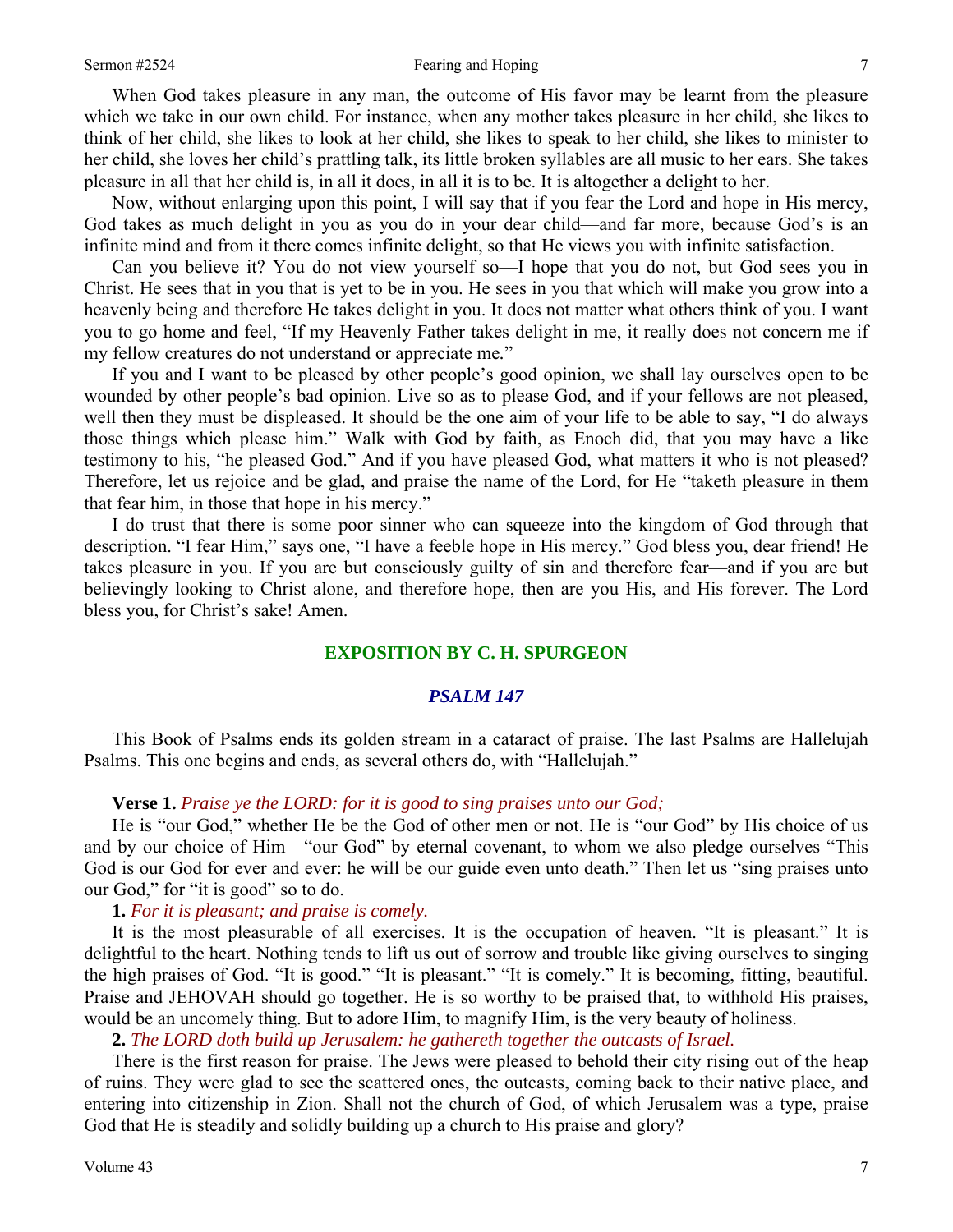When God takes pleasure in any man, the outcome of His favor may be learnt from the pleasure which we take in our own child. For instance, when any mother takes pleasure in her child, she likes to think of her child, she likes to look at her child, she likes to speak to her child, she likes to minister to her child, she loves her child's prattling talk, its little broken syllables are all music to her ears. She takes pleasure in all that her child is, in all it does, in all it is to be. It is altogether a delight to her.

Now, without enlarging upon this point, I will say that if you fear the Lord and hope in His mercy, God takes as much delight in you as you do in your dear child—and far more, because God's is an infinite mind and from it there comes infinite delight, so that He views you with infinite satisfaction.

Can you believe it? You do not view yourself so—I hope that you do not, but God sees you in Christ. He sees that in you that is yet to be in you. He sees in you that which will make you grow into a heavenly being and therefore He takes delight in you. It does not matter what others think of you. I want you to go home and feel, "If my Heavenly Father takes delight in me, it really does not concern me if my fellow creatures do not understand or appreciate me."

If you and I want to be pleased by other people's good opinion, we shall lay ourselves open to be wounded by other people's bad opinion. Live so as to please God, and if your fellows are not pleased, well then they must be displeased. It should be the one aim of your life to be able to say, "I do always those things which please him." Walk with God by faith, as Enoch did, that you may have a like testimony to his, "he pleased God." And if you have pleased God, what matters it who is not pleased? Therefore, let us rejoice and be glad, and praise the name of the Lord, for He "taketh pleasure in them that fear him, in those that hope in his mercy."

I do trust that there is some poor sinner who can squeeze into the kingdom of God through that description. "I fear Him," says one, "I have a feeble hope in His mercy." God bless you, dear friend! He takes pleasure in you. If you are but consciously guilty of sin and therefore fear—and if you are but believingly looking to Christ alone, and therefore hope, then are you His, and His forever. The Lord bless you, for Christ's sake! Amen.

## EXPOSITION BY C. H. SPURGEON

### *PSALM 147*

This Book of Psalms ends its golden stream in a cataract of praise. The last Psalms are Hallelujah Psalms. This one begins and ends, as several others do, with "Hallelujah."

**Verse 1.** *Praise ye the LORD: for it is good to sing praises unto our God;*

He is "our God," whether He be the God of other men or not. He is "our God" by His choice of us and by our choice of Him—"our God" by eternal covenant, to whom we also pledge ourselves "This God is our God for ever and ever: he will be our guide even unto death." Then let us "sing praises unto our God," for "it is good" so to do.

**1.** *For it is pleasant; and praise is comely.*

It is the most pleasurable of all exercises. It is the occupation of heaven. "It is pleasant." It is delightful to the heart. Nothing tends to lift us out of sorrow and trouble like giving ourselves to singing the high praises of God. "It is good." "It is pleasant." "It is comely." It is becoming, fitting, beautiful. Praise and JEHOVAH should go together. He is so worthy to be praised that, to withhold His praises, would be an uncomely thing. But to adore Him, to magnify Him, is the very beauty of holiness.

**2.** *The LORD doth build up Jerusalem: he gathereth together the outcasts of Israel.*

There is the first reason for praise. The Jews were pleased to behold their city rising out of the heap of ruins. They were glad to see the scattered ones, the outcasts, coming back to their native place, and entering into citizenship in Zion. Shall not the church of God, of which Jerusalem was a type, praise God that He is steadily and solidly building up a church to His praise and glory?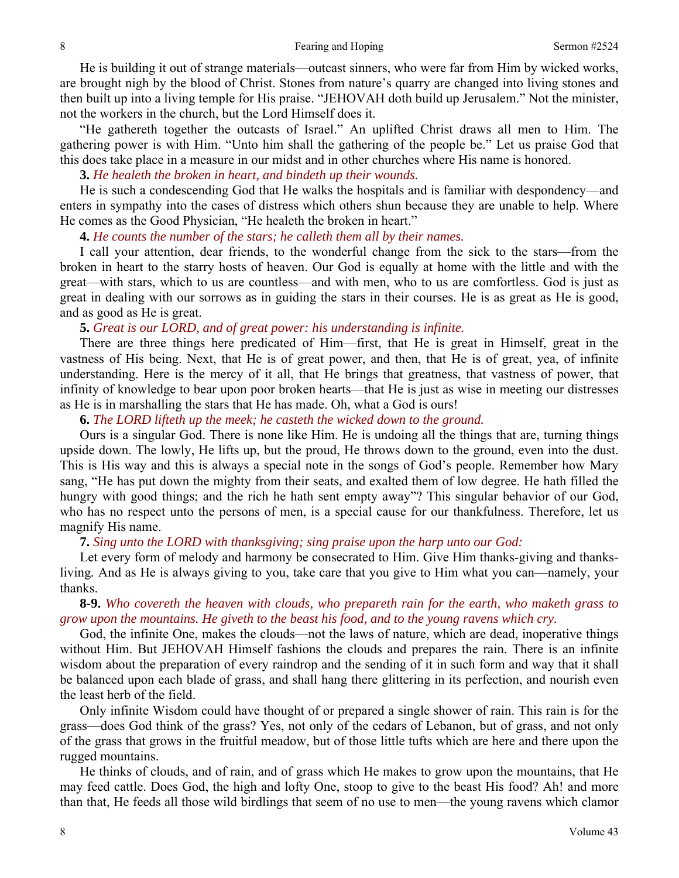He is building it out of strange materials—outcast sinners, who were far from Him by wicked works, are brought nigh by the blood of Christ. Stones from nature's quarry are changed into living stones and then built up into a living temple for His praise. "JEHOVAH doth build up Jerusalem." Not the minister, not the workers in the church, but the Lord Himself does it.

"He gathereth together the outcasts of Israel." An uplifted Christ draws all men to Him. The gathering power is with Him. "Unto him shall the gathering of the people be." Let us praise God that this does take place in a measure in our midst and in other churches where His name is honored.

**3.** *He healeth the broken in heart, and bindeth up their wounds.*

He is such a condescending God that He walks the hospitals and is familiar with despondency—and enters in sympathy into the cases of distress which others shun because they are unable to help. Where He comes as the Good Physician, "He healeth the broken in heart."

**4.** *He counts the number of the stars; he calleth them all by their names.*

I call your attention, dear friends, to the wonderful change from the sick to the stars—from the broken in heart to the starry hosts of heaven. Our God is equally at home with the little and with the great—with stars, which to us are countless—and with men, who to us are comfortless. God is just as great in dealing with our sorrows as in guiding the stars in their courses. He is as great as He is good, and as good as He is great.

**5.** *Great is our LORD, and of great power: his understanding is infinite.*

There are three things here predicated of Him—first, that He is great in Himself, great in the vastness of His being. Next, that He is of great power, and then, that He is of great, yea, of infinite understanding. Here is the mercy of it all, that He brings that greatness, that vastness of power, that infinity of knowledge to bear upon poor broken hearts—that He is just as wise in meeting our distresses as He is in marshalling the stars that He has made. Oh, what a God is ours!

**6.** *The LORD lifteth up the meek; he casteth the wicked down to the ground.*

Ours is a singular God. There is none like Him. He is undoing all the things that are, turning things upside down. The lowly, He lifts up, but the proud, He throws down to the ground, even into the dust. This is His way and this is always a special note in the songs of God's people. Remember how Mary sang, "He has put down the mighty from their seats, and exalted them of low degree. He hath filled the hungry with good things; and the rich he hath sent empty away"? This singular behavior of our God, who has no respect unto the persons of men, is a special cause for our thankfulness. Therefore, let us magnify His name.

**7.** *Sing unto the LORD with thanksgiving; sing praise upon the harp unto our God:*

Let every form of melody and harmony be consecrated to Him. Give Him thanks-giving and thanks-living. And as He is always giving to you, take care that you give to Him what you can—namely, your thanks.

**8-9.** *Who covereth the heaven with clouds, who prepareth rain for the earth, who maketh grass to grow upon the mountains. He giveth to the beast his food, and to the young ravens which cry.*

God, the infinite One, makes the clouds—not the laws of nature, which are dead, inoperative things without Him. But JEHOVAH Himself fashions the clouds and prepares the rain. There is an infinite wisdom about the preparation of every raindrop and the sending of it in such form and way that it shall be balanced upon each blade of grass, and shall hang there glittering in its perfection, and nourish even the least herb of the field.

Only infinite Wisdom could have thought of or prepared a single shower of rain. This rain is for the grass—does God think of the grass? Yes, not only of the cedars of Lebanon, but of grass, and not only of the grass that grows in the fruitful meadow, but of those little tufts which are here and there upon the rugged mountains.

He thinks of clouds, and of rain, and of grass which He makes to grow upon the mountains, that He may feed cattle. Does God, the high and lofty One, stoop to give to the beast His food? Ah! and more than that, He feeds all those wild birdlings that seem of no use to men—the young ravens which clamor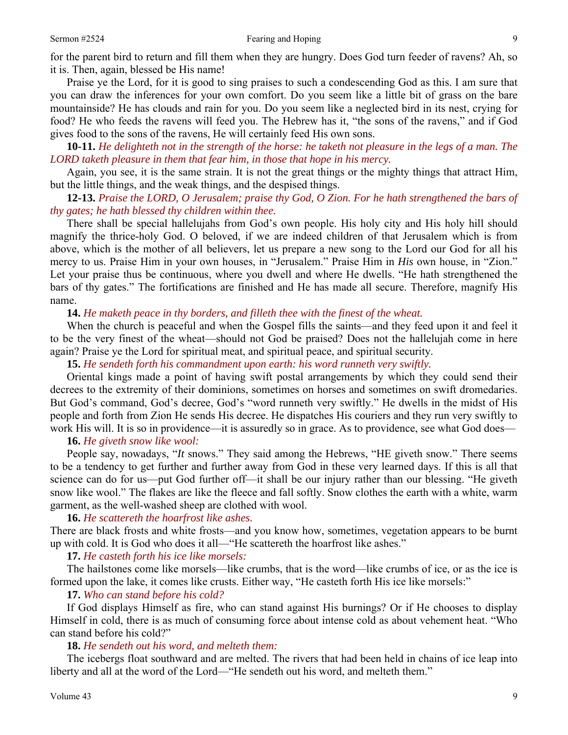for the parent bird to return and fill them when they are hungry. Does God turn feeder of ravens? Ah, so it is. Then, again, blessed be His name!

Praise ye the Lord, for it is good to sing praises to such a condescending God as this. I am sure that you can draw the inferences for your own comfort. Do you seem like a little bit of grass on the bare mountainside? He has clouds and rain for you. Do you seem like a neglected bird in its nest, crying for food? He who feeds the ravens will feed you. The Hebrew has it, "the sons of the ravens," and if God gives food to the sons of the ravens, He will certainly feed His own sons.

**10-11.** *He delighteth not in the strength of the horse: he taketh not pleasure in the legs of a man. The LORD taketh pleasure in them that fear him, in those that hope in his mercy.*

Again, you see, it is the same strain. It is not the great things or the mighty things that attract Him, but the little things, and the weak things, and the despised things.

**12-13.** *Praise the LORD, O Jerusalem; praise thy God, O Zion. For he hath strengthened the bars of thy gates; he hath blessed thy children within thee.*

There shall be special hallelujahs from God's own people. His holy city and His holy hill should magnify the thrice-holy God. O beloved, if we are indeed children of that Jerusalem which is from above, which is the mother of all believers, let us prepare a new song to the Lord our God for all his mercy to us. Praise Him in your own houses, in "Jerusalem." Praise Him in *His* own house, in "Zion." Let your praise thus be continuous, where you dwell and where He dwells. "He hath strengthened the bars of thy gates." The fortifications are finished and He has made all secure. Therefore, magnify His name.

**14.** *He maketh peace in thy borders, and filleth thee with the finest of the wheat.*

When the church is peaceful and when the Gospel fills the saints—and they feed upon it and feel it to be the very finest of the wheat—should not God be praised? Does not the hallelujah come in here again? Praise ye the Lord for spiritual meat, and spiritual peace, and spiritual security.

**15.** *He sendeth forth his commandment upon earth: his word runneth very swiftly.*

Oriental kings made a point of having swift postal arrangements by which they could send their decrees to the extremity of their dominions, sometimes on horses and sometimes on swift dromedaries. But God's command, God's decree, God's "word runneth very swiftly." He dwells in the midst of His people and forth from Zion He sends His decree. He dispatches His couriers and they run very swiftly to work His will. It is so in providence—it is assuredly so in grace. As to providence, see what God does—

**16.** *He giveth snow like wool:*

People say, nowadays, "*It* snows." They said among the Hebrews, "HE giveth snow." There seems to be a tendency to get further and further away from God in these very learned days. If this is all that science can do for us—put God further off—it shall be our injury rather than our blessing. "He giveth snow like wool." The flakes are like the fleece and fall softly. Snow clothes the earth with a white, warm garment, as the well-washed sheep are clothed with wool.

**16.** *He scattereth the hoarfrost like ashes.*

There are black frosts and white frosts—and you know how, sometimes, vegetation appears to be burnt up with cold. It is God who does it all—"He scattereth the hoarfrost like ashes."

**17.** *He casteth forth his ice like morsels:*

The hailstones come like morsels—like crumbs, that is the word—like crumbs of ice, or as the ice is formed upon the lake, it comes like crusts. Either way, "He casteth forth His ice like morsels:"

**17.** *Who can stand before his cold?*

If God displays Himself as fire, who can stand against His burnings? Or if He chooses to display Himself in cold, there is as much of consuming force about intense cold as about vehement heat. "Who can stand before his cold?"

**18.** *He sendeth out his word, and melteth them:*

The icebergs float southward and are melted. The rivers that had been held in chains of ice leap into liberty and all at the word of the Lord—"He sendeth out his word, and melteth them."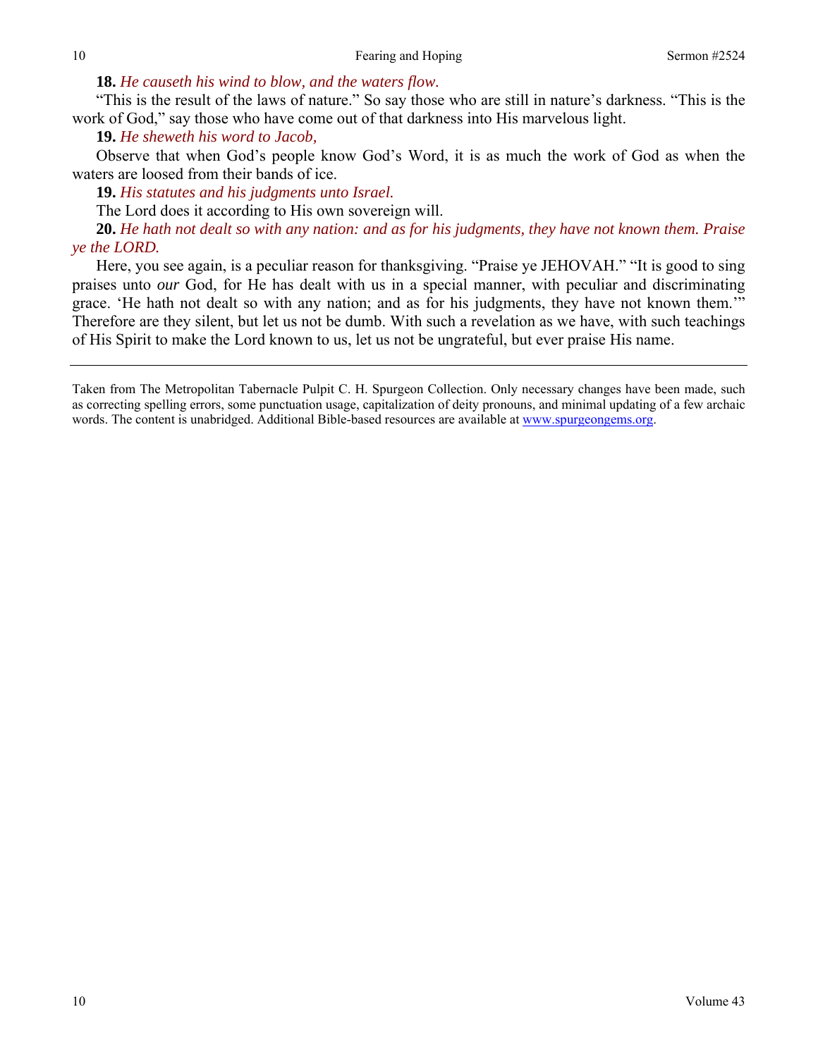**18.** *He causeth his wind to blow, and the waters flow.*

"This is the result of the laws of nature." So say those who are still in nature's darkness. "This is the work of God," say those who have come out of that darkness into His marvelous light.

**19.** *He sheweth his word to Jacob,*

Observe that when God's people know God's Word, it is as much the work of God as when the waters are loosed from their bands of ice.

**19.** *His statutes and his judgments unto Israel.*

The Lord does it according to His own sovereign will.

**20.** *He hath not dealt so with any nation: and as for his judgments, they have not known them. Praise ye the LORD.*

Here, you see again, is a peculiar reason for thanksgiving. "Praise ye JEHOVAH." "It is good to sing praises unto *our* God, for He has dealt with us in a special manner, with peculiar and discriminating grace. 'He hath not dealt so with any nation; and as for his judgments, they have not known them.'" Therefore are they silent, but let us not be dumb. With such a revelation as we have, with such teachings of His Spirit to make the Lord known to us, let us not be ungrateful, but ever praise His name.

---

Taken from The Metropolitan Tabernacle Pulpit C. H. Spurgeon Collection. Only necessary changes have been made, such as correcting spelling errors, some punctuation usage, capitalization of deity pronouns, and minimal updating of a few archaic words. The content is unabridged. Additional Bible-based resources are available at www.spurgeongems.org.